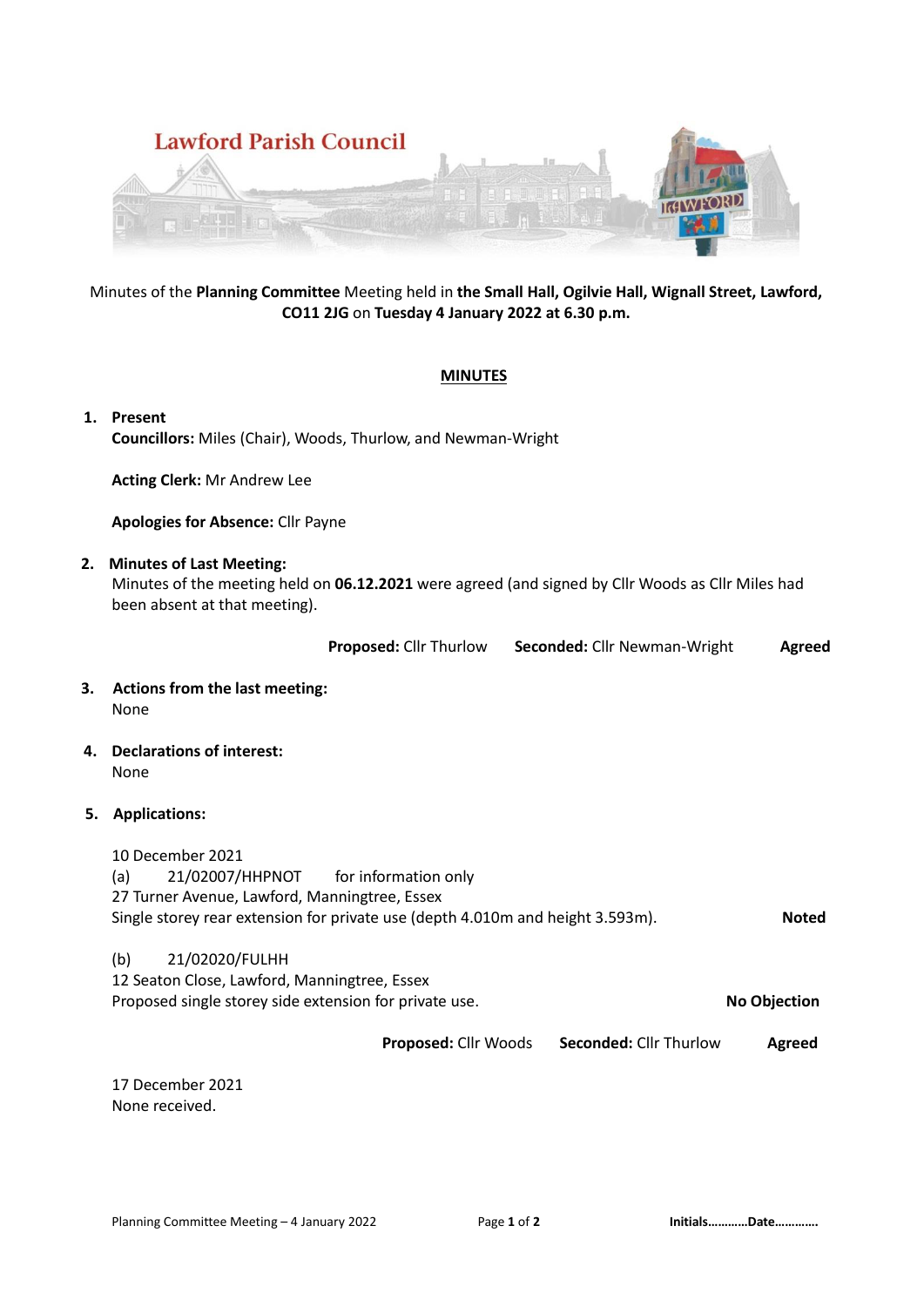# Lawford Parish Council

Minutes of the **Planning Committee** Meeting held in **the Small Hall, Ogilvie Hall, Wignall Street, Lawford, CO11 2JG** on **Tuesday 4 January 2022 at 6.30 p.m.**

## MINUTES

1. **Present**
   **Councillors:** Miles (Chair), Woods, Thurlow, and Newman-Wright

   **Acting Clerk:** Mr Andrew Lee

   **Apologies for Absence:** Cllr Payne

2. **Minutes of Last Meeting:**
   Minutes of the meeting held on **06.12.2021** were agreed (and signed by Cllr Woods as Cllr Miles had been absent at that meeting).

   **Proposed:** Cllr Thurlow **Seconded:** Cllr Newman-Wright **Agreed**

3. **Actions from the last meeting:**
   None

4. **Declarations of interest:**
   None

5. **Applications:**

   10 December 2021
   (a) 21/02007/HHPNOT for information only
   27 Turner Avenue, Lawford, Manningtree, Essex
   Single storey rear extension for private use (depth 4.010m and height 3.593m). **Noted**

   (b) 21/02020/FULHH
   12 Seaton Close, Lawford, Manningtree, Essex
   Proposed single storey side extension for private use. **No Objection**

   **Proposed:** Cllr Woods **Seconded:** Cllr Thurlow **Agreed**

   17 December 2021
   None received.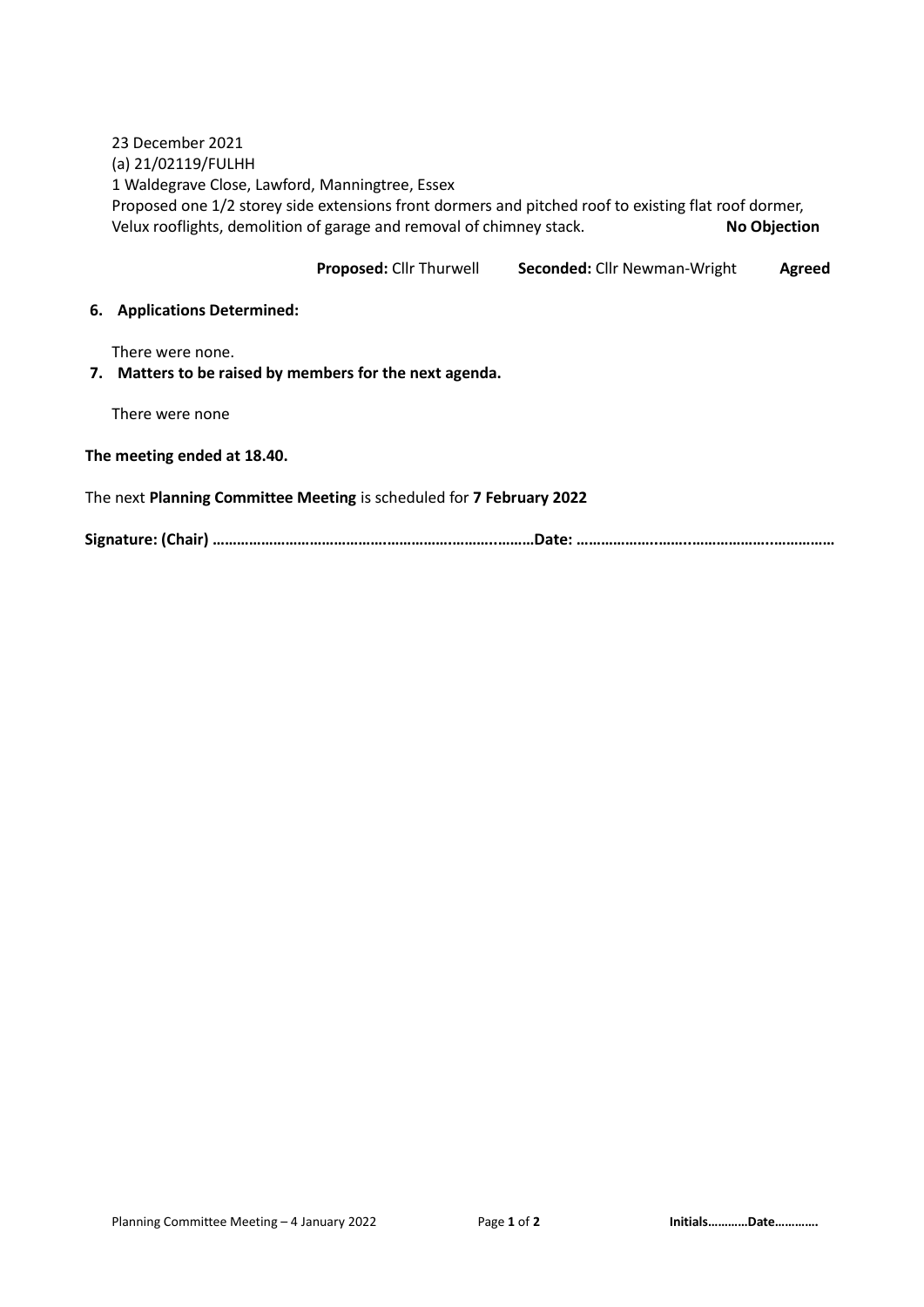23 December 2021
(a) 21/02119/FULHH
1 Waldegrave Close, Lawford, Manningtree, Essex
Proposed one 1/2 storey side extensions front dormers and pitched roof to existing flat roof dormer, Velux rooflights, demolition of garage and removal of chimney stack. **No Objection**

**Proposed:** Cllr Thurwell **Seconded:** Cllr Newman-Wright **Agreed**

**6. Applications Determined:**

There were none.

**7. Matters to be raised by members for the next agenda.**

There were none

**The meeting ended at 18.40.**

The next **Planning Committee Meeting** is scheduled for **7 February 2022**

**Signature: (Chair) ……………………………………………………………………………Date: ………………………………………………………**

**Initials…………Date…………**